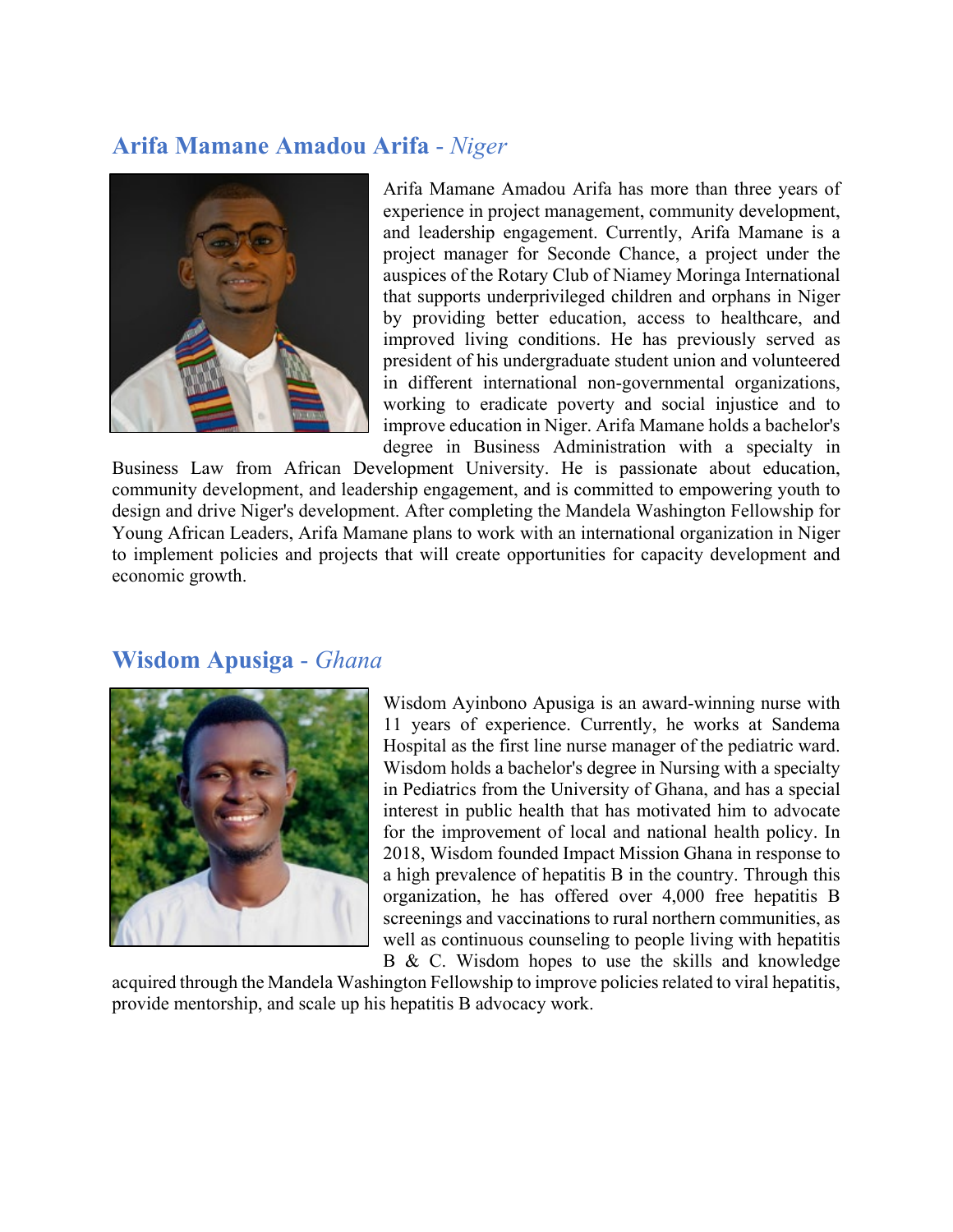## **Arifa Mamane Amadou Arifa** - *Niger*

Arifa Mamane Amadou Arifa has more than three years of experience in project management, community development, and leadership engagement. Currently, Arifa Mamane is a project manager for Seconde Chance, a project under the auspices of the Rotary Club of Niamey Moringa International that supports underprivileged children and orphans in Niger by providing better education, access to healthcare, and improved living conditions. He has previously served as president of his undergraduate student union and volunteered in different international non-governmental organizations, working to eradicate poverty and social injustice and to improve education in Niger. Arifa Mamane holds a bachelor's degree in Business Administration with a specialty in Business Law from African Development University. He is passionate about education, community development, and leadership engagement, and is committed to empowering youth to design and drive Niger's development. After completing the Mandela Washington Fellowship for Young African Leaders, Arifa Mamane plans to work with an international organization in Niger to implement policies and projects that will create opportunities for capacity development and economic growth.

## **Wisdom Apusiga** - *Ghana*

Wisdom Ayinbono Apusiga is an award-winning nurse with 11 years of experience. Currently, he works at Sandema Hospital as the first line nurse manager of the pediatric ward. Wisdom holds a bachelor's degree in Nursing with a specialty in Pediatrics from the University of Ghana, and has a special interest in public health that has motivated him to advocate for the improvement of local and national health policy. In 2018, Wisdom founded Impact Mission Ghana in response to a high prevalence of hepatitis B in the country. Through this organization, he has offered over 4,000 free hepatitis B screenings and vaccinations to rural northern communities, as well as continuous counseling to people living with hepatitis B & C. Wisdom hopes to use the skills and knowledge acquired through the Mandela Washington Fellowship to improve policies related to viral hepatitis, provide mentorship, and scale up his hepatitis B advocacy work.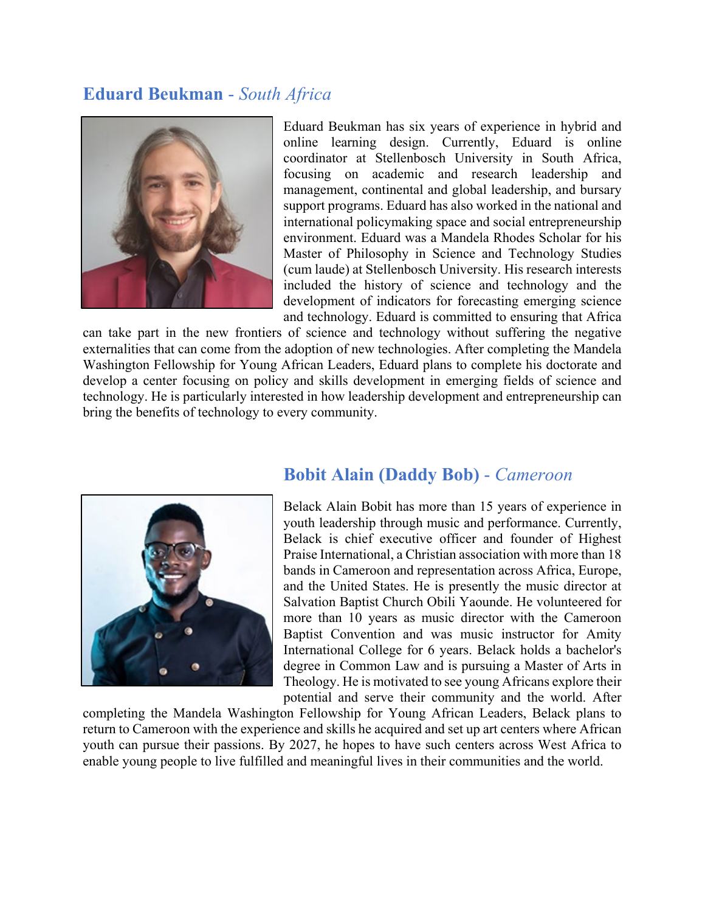## **Eduard Beukman** - *South Africa*

Eduard Beukman has six years of experience in hybrid and online learning design. Currently, Eduard is online coordinator at Stellenbosch University in South Africa, focusing on academic and research leadership and management, continental and global leadership, and bursary support programs. Eduard has also worked in the national and international policymaking space and social entrepreneurship environment. Eduard was a Mandela Rhodes Scholar for his Master of Philosophy in Science and Technology Studies (cum laude) at Stellenbosch University. His research interests included the history of science and technology and the development of indicators for forecasting emerging science and technology. Eduard is committed to ensuring that Africa can take part in the new frontiers of science and technology without suffering the negative externalities that can come from the adoption of new technologies. After completing the Mandela Washington Fellowship for Young African Leaders, Eduard plans to complete his doctorate and develop a center focusing on policy and skills development in emerging fields of science and technology. He is particularly interested in how leadership development and entrepreneurship can bring the benefits of technology to every community.

## **Bobit Alain (Daddy Bob)** - *Cameroon*

Belack Alain Bobit has more than 15 years of experience in youth leadership through music and performance. Currently, Belack is chief executive officer and founder of Highest Praise International, a Christian association with more than 18 bands in Cameroon and representation across Africa, Europe, and the United States. He is presently the music director at Salvation Baptist Church Obili Yaounde. He volunteered for more than 10 years as music director with the Cameroon Baptist Convention and was music instructor for Amity International College for 6 years. Belack holds a bachelor's degree in Common Law and is pursuing a Master of Arts in Theology. He is motivated to see young Africans explore their potential and serve their community and the world. After completing the Mandela Washington Fellowship for Young African Leaders, Belack plans to return to Cameroon with the experience and skills he acquired and set up art centers where African youth can pursue their passions. By 2027, he hopes to have such centers across West Africa to enable young people to live fulfilled and meaningful lives in their communities and the world.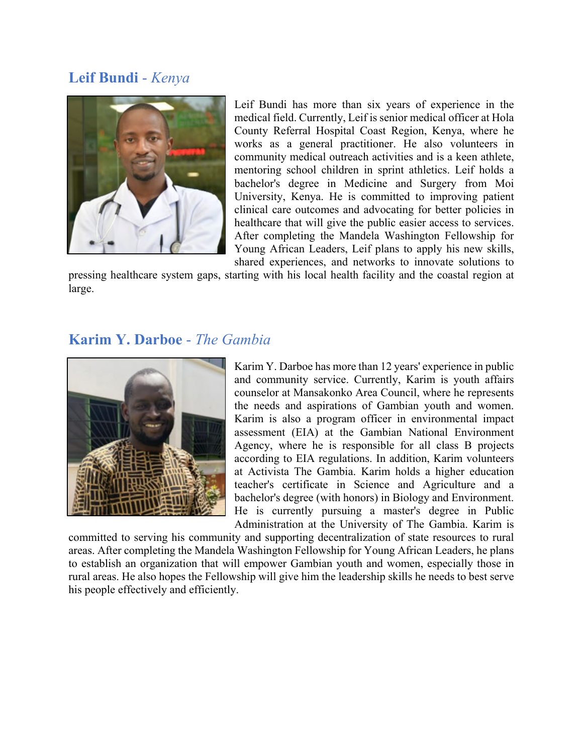## **Leif Bundi** - *Kenya*

Leif Bundi has more than six years of experience in the medical field. Currently, Leif is senior medical officer at Hola County Referral Hospital Coast Region, Kenya, where he works as a general practitioner. He also volunteers in community medical outreach activities and is a keen athlete, mentoring school children in sprint athletics. Leif holds a bachelor's degree in Medicine and Surgery from Moi University, Kenya. He is committed to improving patient clinical care outcomes and advocating for better policies in healthcare that will give the public easier access to services. After completing the Mandela Washington Fellowship for Young African Leaders, Leif plans to apply his new skills, shared experiences, and networks to innovate solutions to pressing healthcare system gaps, starting with his local health facility and the coastal region at large.

## **Karim Y. Darboe** - *The Gambia*

Karim Y. Darboe has more than 12 years' experience in public and community service. Currently, Karim is youth affairs counselor at Mansakonko Area Council, where he represents the needs and aspirations of Gambian youth and women. Karim is also a program officer in environmental impact assessment (EIA) at the Gambian National Environment Agency, where he is responsible for all class B projects according to EIA regulations. In addition, Karim volunteers at Activista The Gambia. Karim holds a higher education teacher's certificate in Science and Agriculture and a bachelor's degree (with honors) in Biology and Environment. He is currently pursuing a master's degree in Public Administration at the University of The Gambia. Karim is committed to serving his community and supporting decentralization of state resources to rural areas. After completing the Mandela Washington Fellowship for Young African Leaders, he plans to establish an organization that will empower Gambian youth and women, especially those in rural areas. He also hopes the Fellowship will give him the leadership skills he needs to best serve his people effectively and efficiently.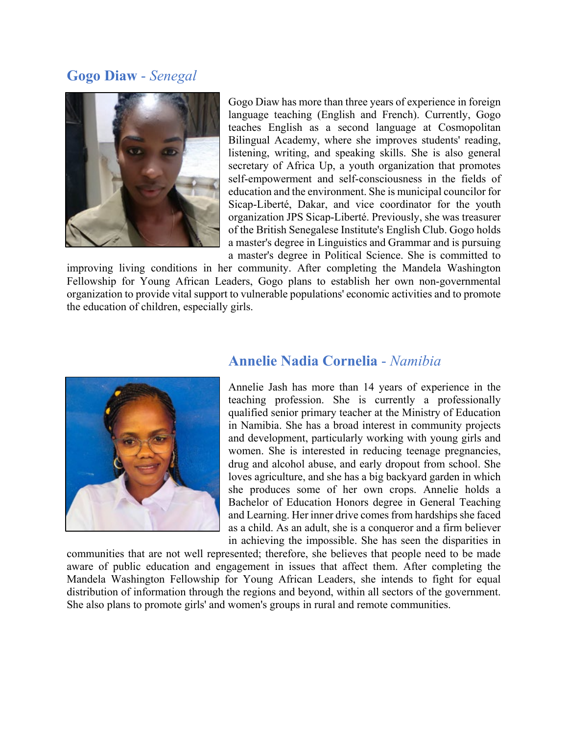## **Gogo Diaw** - *Senegal*

Gogo Diaw has more than three years of experience in foreign language teaching (English and French). Currently, Gogo teaches English as a second language at Cosmopolitan Bilingual Academy, where she improves students' reading, listening, writing, and speaking skills. She is also general secretary of Africa Up, a youth organization that promotes self-empowerment and self-consciousness in the fields of education and the environment. She is municipal councilor for Sicap-Liberté, Dakar, and vice coordinator for the youth organization JPS Sicap-Liberté. Previously, she was treasurer of the British Senegalese Institute's English Club. Gogo holds a master's degree in Linguistics and Grammar and is pursuing a master's degree in Political Science. She is committed to improving living conditions in her community. After completing the Mandela Washington Fellowship for Young African Leaders, Gogo plans to establish her own non-governmental organization to provide vital support to vulnerable populations' economic activities and to promote the education of children, especially girls.

## **Annelie Nadia Cornelia** - *Namibia*

Annelie Jash has more than 14 years of experience in the teaching profession. She is currently a professionally qualified senior primary teacher at the Ministry of Education in Namibia. She has a broad interest in community projects and development, particularly working with young girls and women. She is interested in reducing teenage pregnancies, drug and alcohol abuse, and early dropout from school. She loves agriculture, and she has a big backyard garden in which she produces some of her own crops. Annelie holds a Bachelor of Education Honors degree in General Teaching and Learning. Her inner drive comes from hardships she faced as a child. As an adult, she is a conqueror and a firm believer in achieving the impossible. She has seen the disparities in communities that are not well represented; therefore, she believes that people need to be made aware of public education and engagement in issues that affect them. After completing the Mandela Washington Fellowship for Young African Leaders, she intends to fight for equal distribution of information through the regions and beyond, within all sectors of the government. She also plans to promote girls' and women's groups in rural and remote communities.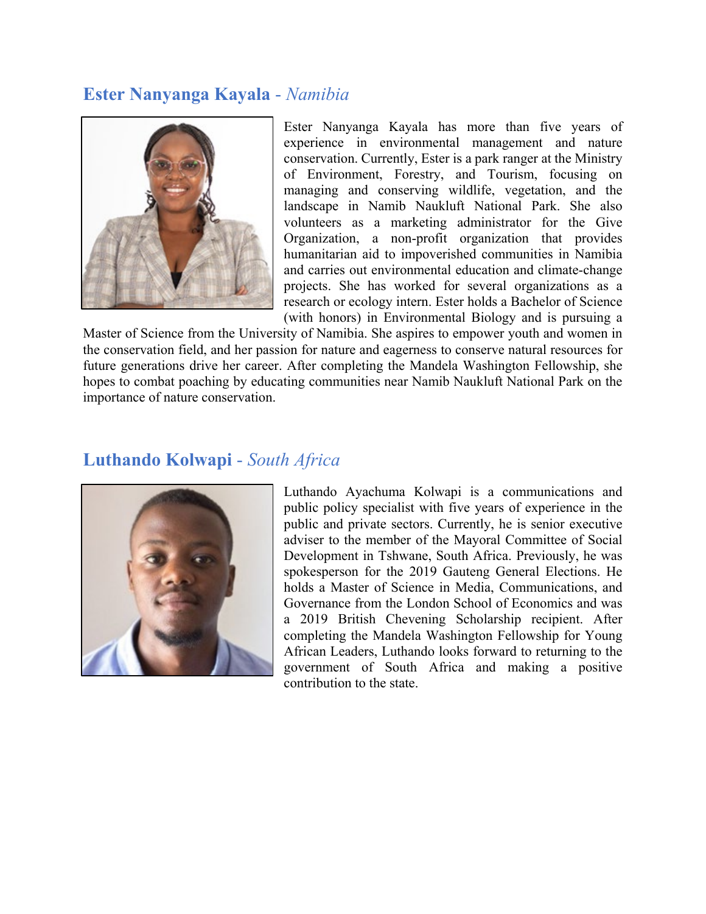## **Ester Nanyanga Kayala** - *Namibia*

Ester Nanyanga Kayala has more than five years of experience in environmental management and nature conservation. Currently, Ester is a park ranger at the Ministry of Environment, Forestry, and Tourism, focusing on managing and conserving wildlife, vegetation, and the landscape in Namib Naukluft National Park. She also volunteers as a marketing administrator for the Give Organization, a non-profit organization that provides humanitarian aid to impoverished communities in Namibia and carries out environmental education and climate-change projects. She has worked for several organizations as a research or ecology intern. Ester holds a Bachelor of Science (with honors) in Environmental Biology and is pursuing a Master of Science from the University of Namibia. She aspires to empower youth and women in the conservation field, and her passion for nature and eagerness to conserve natural resources for future generations drive her career. After completing the Mandela Washington Fellowship, she hopes to combat poaching by educating communities near Namib Naukluft National Park on the importance of nature conservation.

## **Luthando Kolwapi** - *South Africa*

Luthando Ayachuma Kolwapi is a communications and public policy specialist with five years of experience in the public and private sectors. Currently, he is senior executive adviser to the member of the Mayoral Committee of Social Development in Tshwane, South Africa. Previously, he was spokesperson for the 2019 Gauteng General Elections. He holds a Master of Science in Media, Communications, and Governance from the London School of Economics and was a 2019 British Chevening Scholarship recipient. After completing the Mandela Washington Fellowship for Young African Leaders, Luthando looks forward to returning to the government of South Africa and making a positive contribution to the state.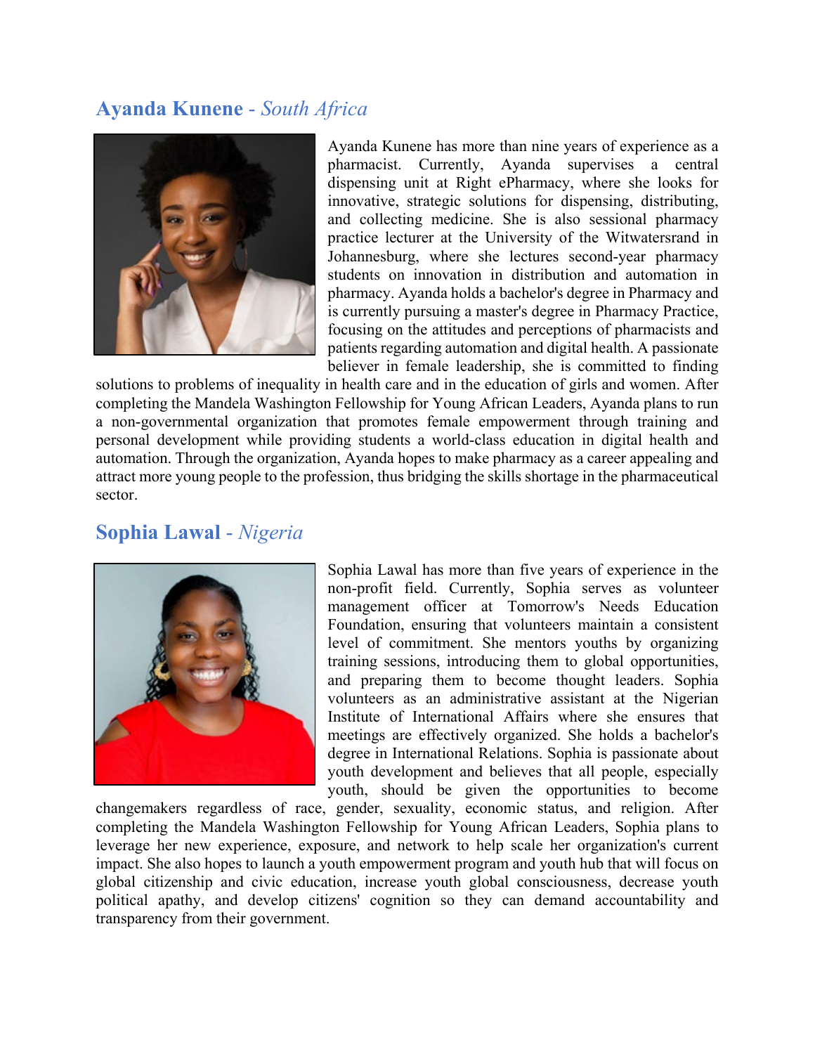## **Ayanda Kunene** - *South Africa*

Ayanda Kunene has more than nine years of experience as a pharmacist. Currently, Ayanda supervises a central dispensing unit at Right ePharmacy, where she looks for innovative, strategic solutions for dispensing, distributing, and collecting medicine. She is also sessional pharmacy practice lecturer at the University of the Witwatersrand in Johannesburg, where she lectures second-year pharmacy students on innovation in distribution and automation in pharmacy. Ayanda holds a bachelor's degree in Pharmacy and is currently pursuing a master's degree in Pharmacy Practice, focusing on the attitudes and perceptions of pharmacists and patients regarding automation and digital health. A passionate believer in female leadership, she is committed to finding solutions to problems of inequality in health care and in the education of girls and women. After completing the Mandela Washington Fellowship for Young African Leaders, Ayanda plans to run a non-governmental organization that promotes female empowerment through training and personal development while providing students a world-class education in digital health and automation. Through the organization, Ayanda hopes to make pharmacy as a career appealing and attract more young people to the profession, thus bridging the skills shortage in the pharmaceutical sector.

## **Sophia Lawal** - *Nigeria*

Sophia Lawal has more than five years of experience in the non-profit field. Currently, Sophia serves as volunteer management officer at Tomorrow's Needs Education Foundation, ensuring that volunteers maintain a consistent level of commitment. She mentors youths by organizing training sessions, introducing them to global opportunities, and preparing them to become thought leaders. Sophia volunteers as an administrative assistant at the Nigerian Institute of International Affairs where she ensures that meetings are effectively organized. She holds a bachelor's degree in International Relations. Sophia is passionate about youth development and believes that all people, especially youth, should be given the opportunities to become changemakers regardless of race, gender, sexuality, economic status, and religion. After completing the Mandela Washington Fellowship for Young African Leaders, Sophia plans to leverage her new experience, exposure, and network to help scale her organization's current impact. She also hopes to launch a youth empowerment program and youth hub that will focus on global citizenship and civic education, increase youth global consciousness, decrease youth political apathy, and develop citizens' cognition so they can demand accountability and transparency from their government.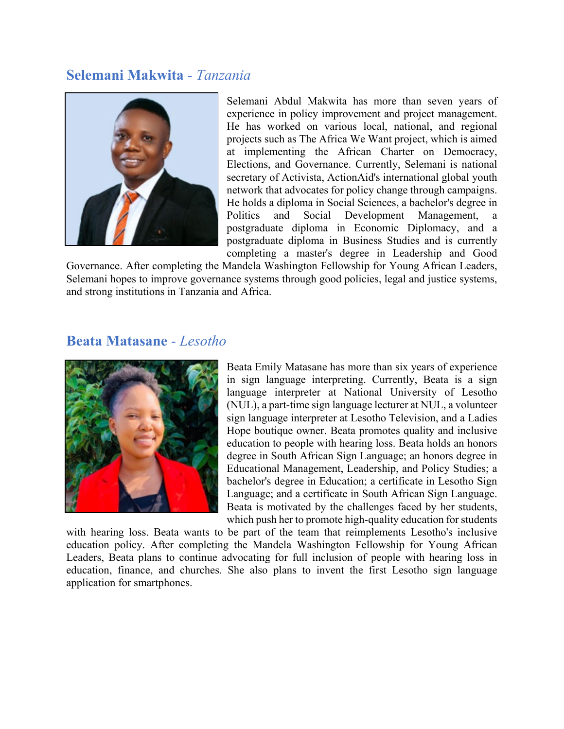## Selemani Makwita - *Tanzania*

Selemani Abdul Makwita has more than seven years of experience in policy improvement and project management. He has worked on various local, national, and regional projects such as The Africa We Want project, which is aimed at implementing the African Charter on Democracy, Elections, and Governance. Currently, Selemani is national secretary of Activista, ActionAid's international global youth network that advocates for policy change through campaigns. He holds a diploma in Social Sciences, a bachelor's degree in Politics and Social Development Management, a postgraduate diploma in Economic Diplomacy, and a postgraduate diploma in Business Studies and is currently completing a master's degree in Leadership and Good Governance. After completing the Mandela Washington Fellowship for Young African Leaders, Selemani hopes to improve governance systems through good policies, legal and justice systems, and strong institutions in Tanzania and Africa.

## Beata Matasane - *Lesotho*

Beata Emily Matasane has more than six years of experience in sign language interpreting. Currently, Beata is a sign language interpreter at National University of Lesotho (NUL), a part-time sign language lecturer at NUL, a volunteer sign language interpreter at Lesotho Television, and a Ladies Hope boutique owner. Beata promotes quality and inclusive education to people with hearing loss. Beata holds an honors degree in South African Sign Language; an honors degree in Educational Management, Leadership, and Policy Studies; a bachelor's degree in Education; a certificate in Lesotho Sign Language; and a certificate in South African Sign Language. Beata is motivated by the challenges faced by her students, which push her to promote high-quality education for students with hearing loss. Beata wants to be part of the team that reimplements Lesotho's inclusive education policy. After completing the Mandela Washington Fellowship for Young African Leaders, Beata plans to continue advocating for full inclusion of people with hearing loss in education, finance, and churches. She also plans to invent the first Lesotho sign language application for smartphones.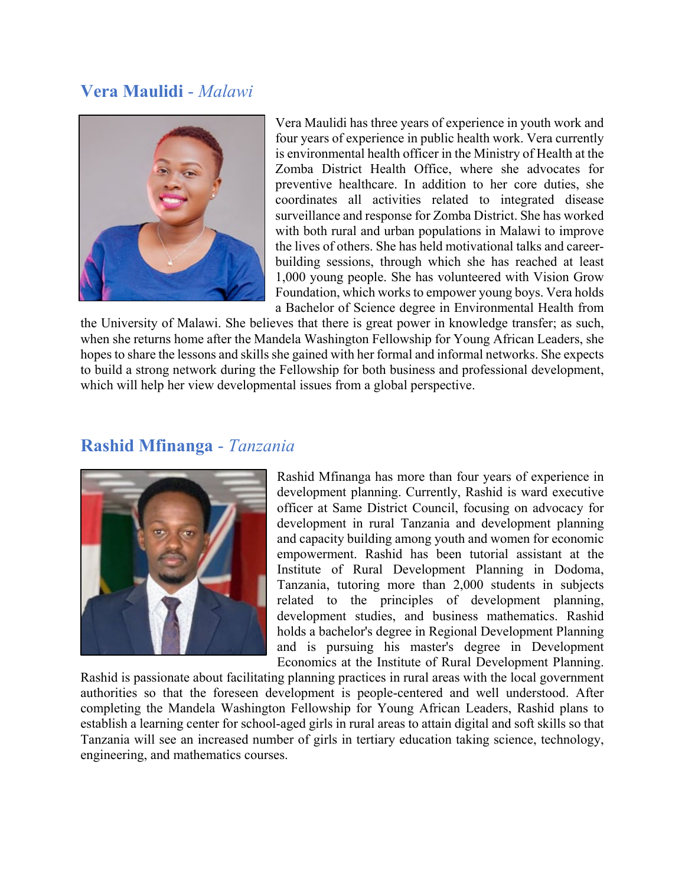## **Vera Maulidi** - *Malawi*

Vera Maulidi has three years of experience in youth work and four years of experience in public health work. Vera currently is environmental health officer in the Ministry of Health at the Zomba District Health Office, where she advocates for preventive healthcare. In addition to her core duties, she coordinates all activities related to integrated disease surveillance and response for Zomba District. She has worked with both rural and urban populations in Malawi to improve the lives of others. She has held motivational talks and career-building sessions, through which she has reached at least 1,000 young people. She has volunteered with Vision Grow Foundation, which works to empower young boys. Vera holds a Bachelor of Science degree in Environmental Health from the University of Malawi. She believes that there is great power in knowledge transfer; as such, when she returns home after the Mandela Washington Fellowship for Young African Leaders, she hopes to share the lessons and skills she gained with her formal and informal networks. She expects to build a strong network during the Fellowship for both business and professional development, which will help her view developmental issues from a global perspective.

## **Rashid Mfinanga** - *Tanzania*

Rashid Mfinanga has more than four years of experience in development planning. Currently, Rashid is ward executive officer at Same District Council, focusing on advocacy for development in rural Tanzania and development planning and capacity building among youth and women for economic empowerment. Rashid has been tutorial assistant at the Institute of Rural Development Planning in Dodoma, Tanzania, tutoring more than 2,000 students in subjects related to the principles of development planning, development studies, and business mathematics. Rashid holds a bachelor's degree in Regional Development Planning and is pursuing his master's degree in Development Economics at the Institute of Rural Development Planning. Rashid is passionate about facilitating planning practices in rural areas with the local government authorities so that the foreseen development is people-centered and well understood. After completing the Mandela Washington Fellowship for Young African Leaders, Rashid plans to establish a learning center for school-aged girls in rural areas to attain digital and soft skills so that Tanzania will see an increased number of girls in tertiary education taking science, technology, engineering, and mathematics courses.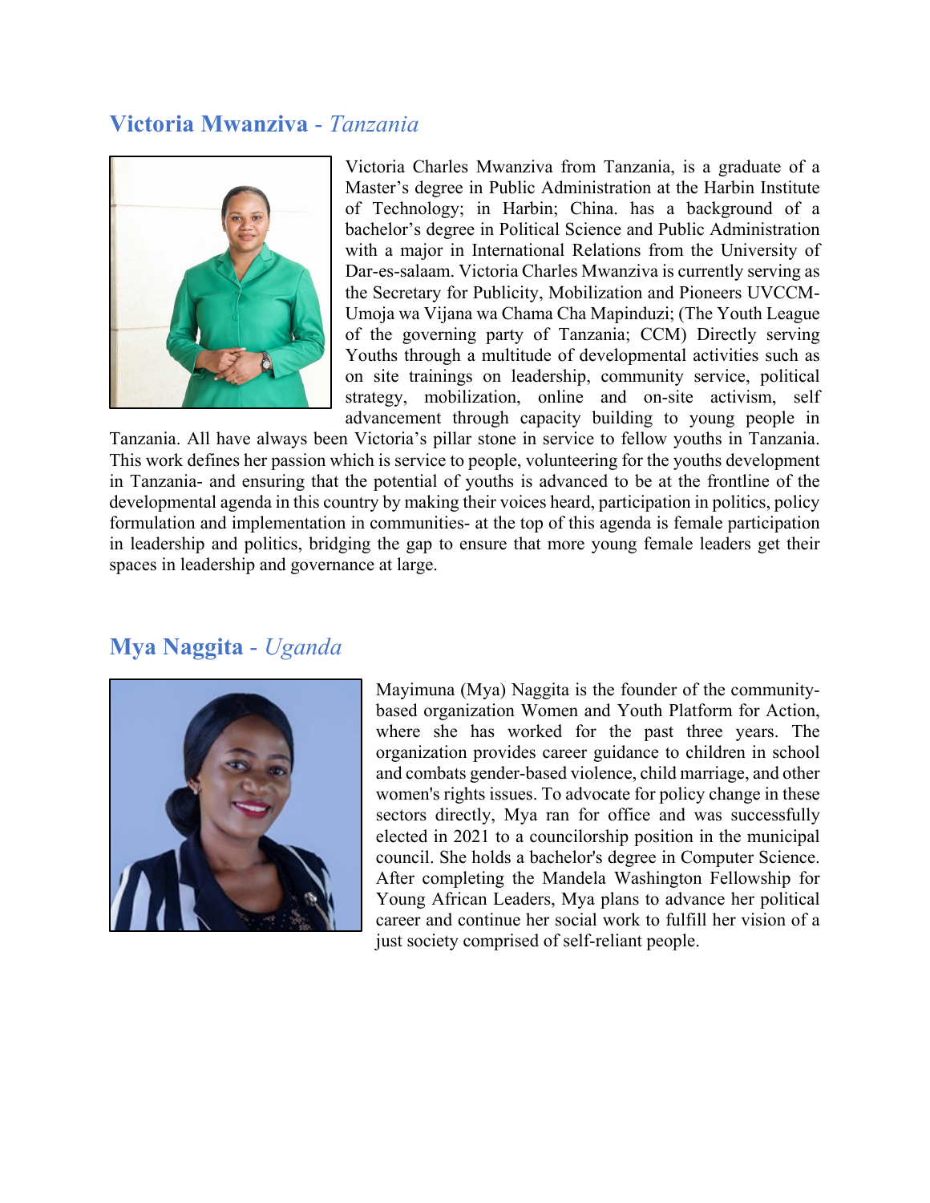## **Victoria Mwanziva** - *Tanzania*

Victoria Charles Mwanziva from Tanzania, is a graduate of a Master's degree in Public Administration at the Harbin Institute of Technology; in Harbin; China. has a background of a bachelor's degree in Political Science and Public Administration with a major in International Relations from the University of Dar-es-salaam. Victoria Charles Mwanziva is currently serving as the Secretary for Publicity, Mobilization and Pioneers UVCCM- Umoja wa Vijana wa Chama Cha Mapinduzi; (The Youth League of the governing party of Tanzania; CCM) Directly serving Youths through a multitude of developmental activities such as on site trainings on leadership, community service, political strategy, mobilization, online and on-site activism, self advancement through capacity building to young people in Tanzania. All have always been Victoria's pillar stone in service to fellow youths in Tanzania. This work defines her passion which is service to people, volunteering for the youths development in Tanzania- and ensuring that the potential of youths is advanced to be at the frontline of the developmental agenda in this country by making their voices heard, participation in politics, policy formulation and implementation in communities- at the top of this agenda is female participation in leadership and politics, bridging the gap to ensure that more young female leaders get their spaces in leadership and governance at large.

## **Mya Naggita** - *Uganda*

Mayimuna (Mya) Naggita is the founder of the community-based organization Women and Youth Platform for Action, where she has worked for the past three years. The organization provides career guidance to children in school and combats gender-based violence, child marriage, and other women's rights issues. To advocate for policy change in these sectors directly, Mya ran for office and was successfully elected in 2021 to a councilorship position in the municipal council. She holds a bachelor's degree in Computer Science. After completing the Mandela Washington Fellowship for Young African Leaders, Mya plans to advance her political career and continue her social work to fulfill her vision of a just society comprised of self-reliant people.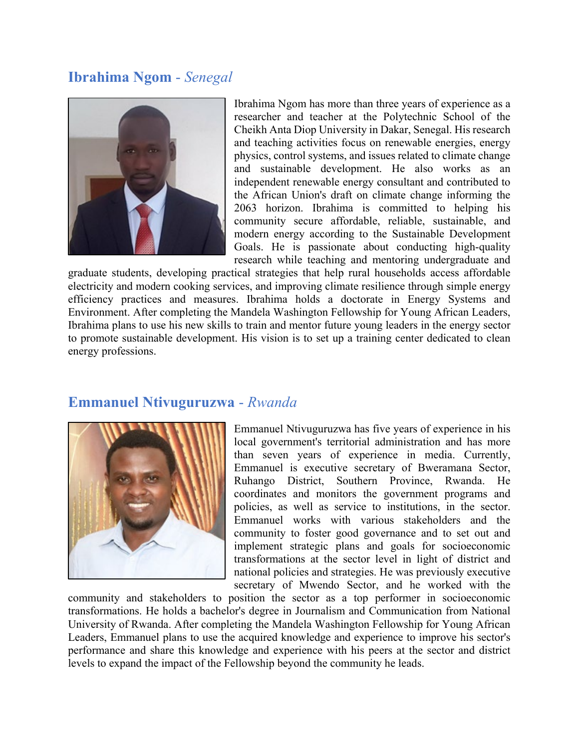## **Ibrahima Ngom** - *Senegal*

Ibrahima Ngom has more than three years of experience as a researcher and teacher at the Polytechnic School of the Cheikh Anta Diop University in Dakar, Senegal. His research and teaching activities focus on renewable energies, energy physics, control systems, and issues related to climate change and sustainable development. He also works as an independent renewable energy consultant and contributed to the African Union's draft on climate change informing the 2063 horizon. Ibrahima is committed to helping his community secure affordable, reliable, sustainable, and modern energy according to the Sustainable Development Goals. He is passionate about conducting high-quality research while teaching and mentoring undergraduate and graduate students, developing practical strategies that help rural households access affordable electricity and modern cooking services, and improving climate resilience through simple energy efficiency practices and measures. Ibrahima holds a doctorate in Energy Systems and Environment. After completing the Mandela Washington Fellowship for Young African Leaders, Ibrahima plans to use his new skills to train and mentor future young leaders in the energy sector to promote sustainable development. His vision is to set up a training center dedicated to clean energy professions.

## **Emmanuel Ntivuguruzwa** - *Rwanda*

Emmanuel Ntivuguruzwa has five years of experience in his local government's territorial administration and has more than seven years of experience in media. Currently, Emmanuel is executive secretary of Bweramana Sector, Ruhango District, Southern Province, Rwanda. He coordinates and monitors the government programs and policies, as well as service to institutions, in the sector. Emmanuel works with various stakeholders and the community to foster good governance and to set out and implement strategic plans and goals for socioeconomic transformations at the sector level in light of district and national policies and strategies. He was previously executive secretary of Mwendo Sector, and he worked with the community and stakeholders to position the sector as a top performer in socioeconomic transformations. He holds a bachelor's degree in Journalism and Communication from National University of Rwanda. After completing the Mandela Washington Fellowship for Young African Leaders, Emmanuel plans to use the acquired knowledge and experience to improve his sector's performance and share this knowledge and experience with his peers at the sector and district levels to expand the impact of the Fellowship beyond the community he leads.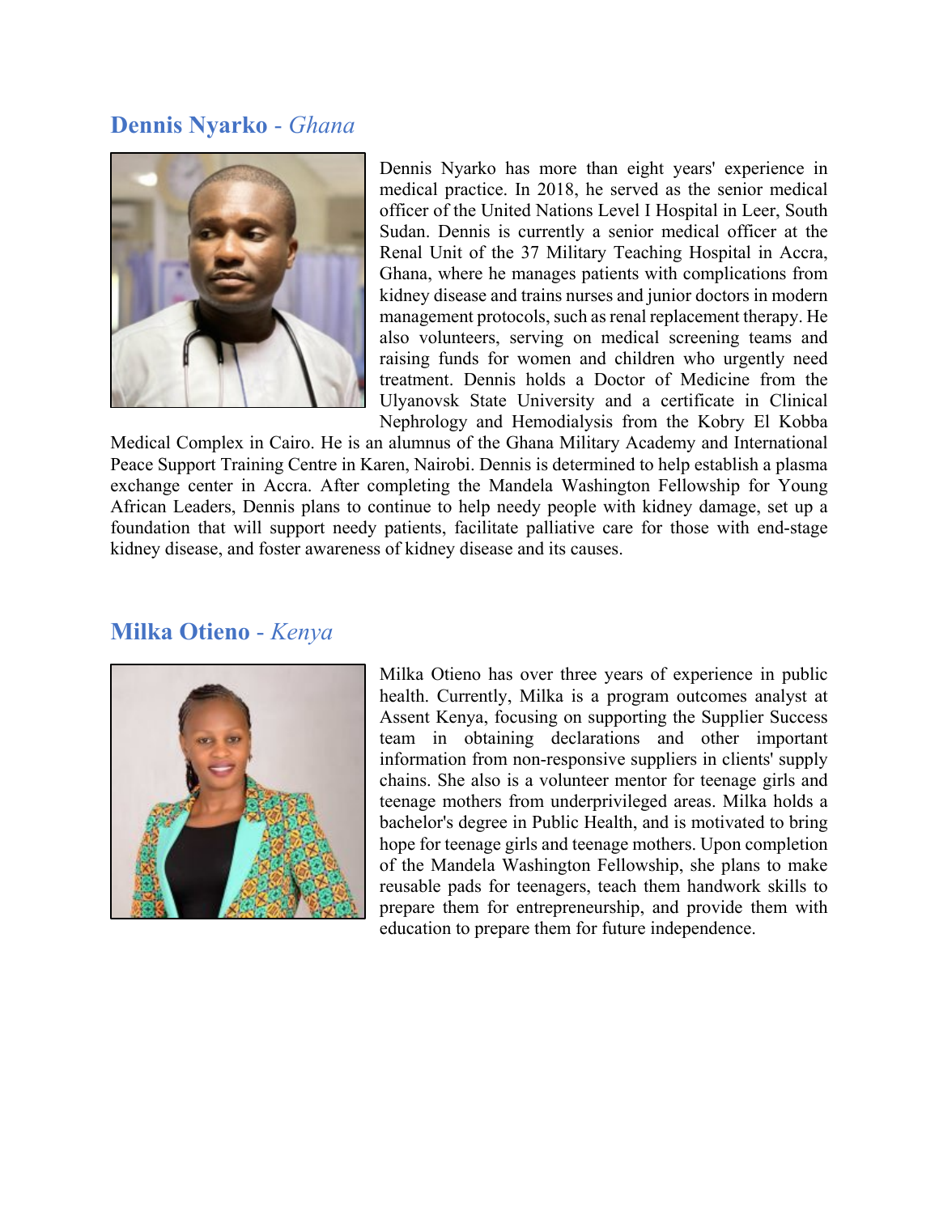## Dennis Nyarko - *Ghana*

Dennis Nyarko has more than eight years' experience in medical practice. In 2018, he served as the senior medical officer of the United Nations Level I Hospital in Leer, South Sudan. Dennis is currently a senior medical officer at the Renal Unit of the 37 Military Teaching Hospital in Accra, Ghana, where he manages patients with complications from kidney disease and trains nurses and junior doctors in modern management protocols, such as renal replacement therapy. He also volunteers, serving on medical screening teams and raising funds for women and children who urgently need treatment. Dennis holds a Doctor of Medicine from the Ulyanovsk State University and a certificate in Clinical Nephrology and Hemodialysis from the Kobry El Kobba Medical Complex in Cairo. He is an alumnus of the Ghana Military Academy and International Peace Support Training Centre in Karen, Nairobi. Dennis is determined to help establish a plasma exchange center in Accra. After completing the Mandela Washington Fellowship for Young African Leaders, Dennis plans to continue to help needy people with kidney damage, set up a foundation that will support needy patients, facilitate palliative care for those with end-stage kidney disease, and foster awareness of kidney disease and its causes.

## Milka Otieno - *Kenya*

Milka Otieno has over three years of experience in public health. Currently, Milka is a program outcomes analyst at Assent Kenya, focusing on supporting the Supplier Success team in obtaining declarations and other important information from non-responsive suppliers in clients' supply chains. She also is a volunteer mentor for teenage girls and teenage mothers from underprivileged areas. Milka holds a bachelor's degree in Public Health, and is motivated to bring hope for teenage girls and teenage mothers. Upon completion of the Mandela Washington Fellowship, she plans to make reusable pads for teenagers, teach them handwork skills to prepare them for entrepreneurship, and provide them with education to prepare them for future independence.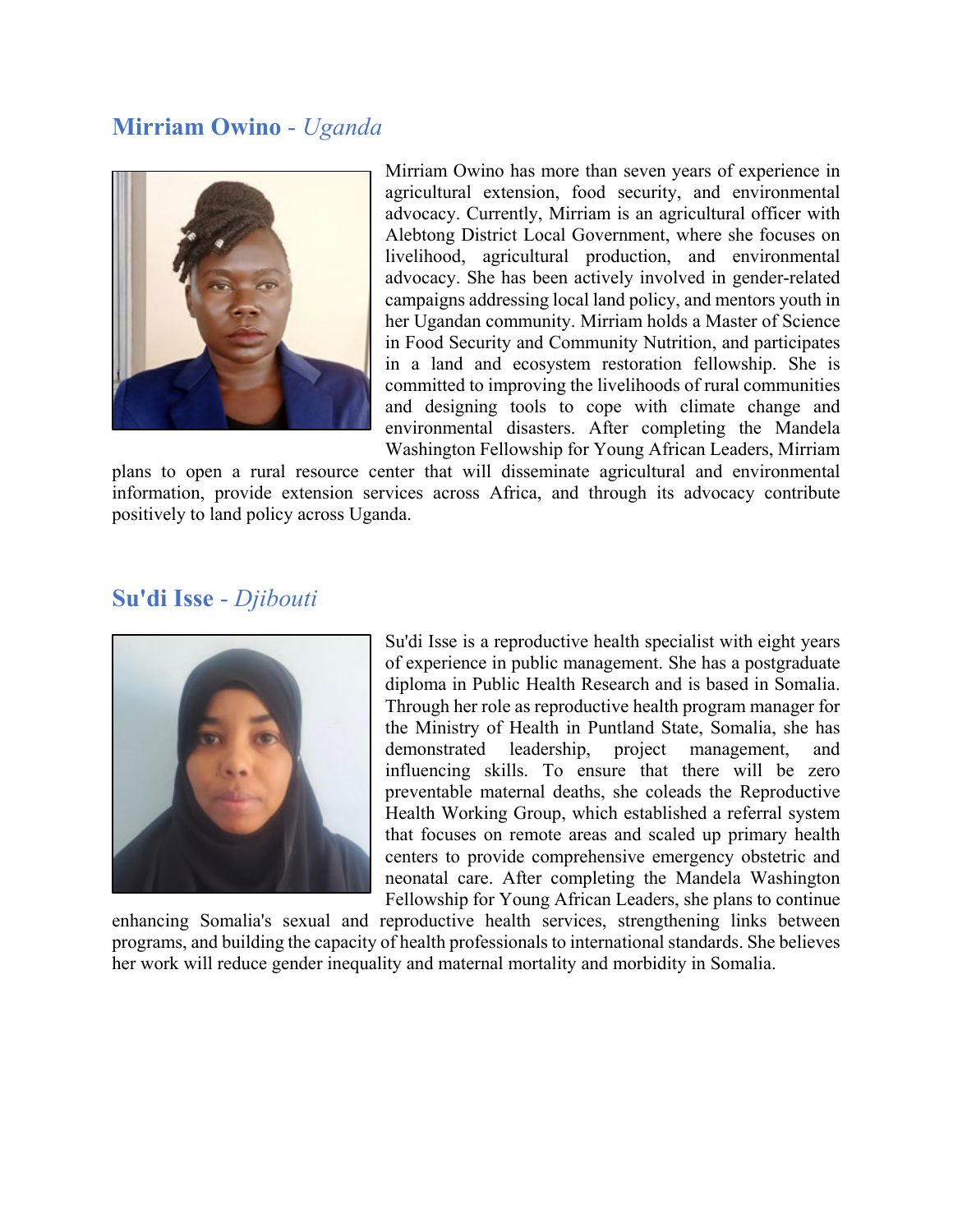## **Mirriam Owino** - *Uganda*

Mirriam Owino has more than seven years of experience in agricultural extension, food security, and environmental advocacy. Currently, Mirriam is an agricultural officer with Alebtong District Local Government, where she focuses on livelihood, agricultural production, and environmental advocacy. She has been actively involved in gender-related campaigns addressing local land policy, and mentors youth in her Ugandan community. Mirriam holds a Master of Science in Food Security and Community Nutrition, and participates in a land and ecosystem restoration fellowship. She is committed to improving the livelihoods of rural communities and designing tools to cope with climate change and environmental disasters. After completing the Mandela Washington Fellowship for Young African Leaders, Mirriam plans to open a rural resource center that will disseminate agricultural and environmental information, provide extension services across Africa, and through its advocacy contribute positively to land policy across Uganda.

## **Su'di Isse** - *Djibouti*

Su'di Isse is a reproductive health specialist with eight years of experience in public management. She has a postgraduate diploma in Public Health Research and is based in Somalia. Through her role as reproductive health program manager for the Ministry of Health in Puntland State, Somalia, she has demonstrated leadership, project management, and influencing skills. To ensure that there will be zero preventable maternal deaths, she coleads the Reproductive Health Working Group, which established a referral system that focuses on remote areas and scaled up primary health centers to provide comprehensive emergency obstetric and neonatal care. After completing the Mandela Washington Fellowship for Young African Leaders, she plans to continue enhancing Somalia's sexual and reproductive health services, strengthening links between programs, and building the capacity of health professionals to international standards. She believes her work will reduce gender inequality and maternal mortality and morbidity in Somalia.